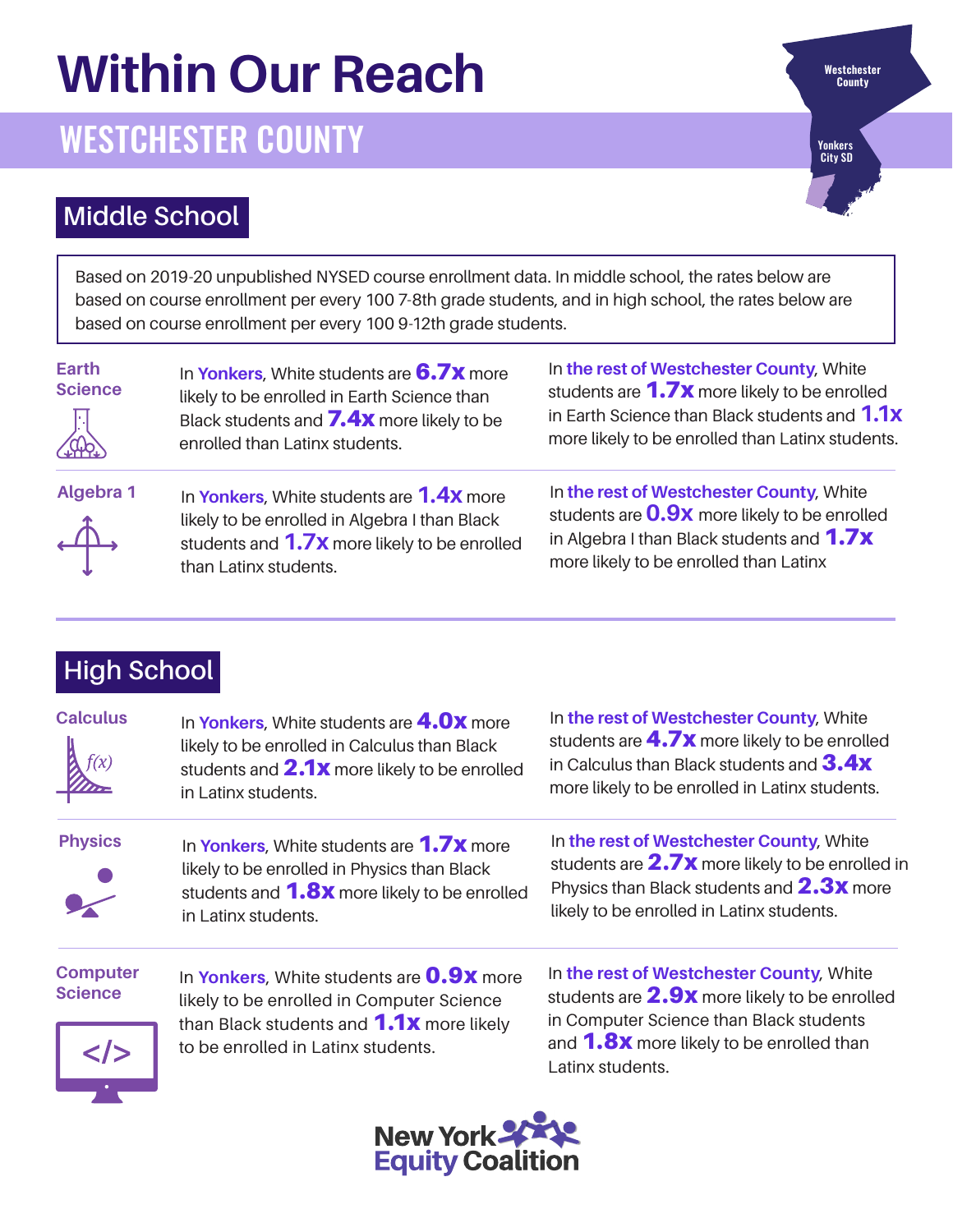# Within Our Reach

## WESTCHESTER COUNTY

Westchester County

Yonkers City SD

### Middle School

Based on 2019-20 unpublished NYSED course enrollment data. In middle school, the rates below are based on course enrollment per every 100 7-8th grade students, and in high school, the rates below are based on course enrollment per every 100 9-12th grade students.

**Earth Science**

In **Yonkers**, White students are **6.7x** more likely to be enrolled in Earth Science than Black students and **7.4x** more likely to be enrolled than Latinx students.

In **the rest of Westchester County**, White students are **1.7x** more likely to be enrolled in Earth Science than Black students and **1.1x** more likely to be enrolled than Latinx students.

**Algebra 1**

In **Yonkers**, White students are **1.4x** more likely to be enrolled in Algebra I than Black students and **1.7x** more likely to be enrolled than Latinx students.

In **the rest of Westchester County**, White students are **0.9x** more likely to be enrolled in Algebra I than Black students and **1.7x** more likely to be enrolled than Latinx

### High School

**Calculus**

In **Yonkers**, White students are **4.0x** more likely to be enrolled in Calculus than Black students and **2.1x** more likely to be enrolled in Latinx students.

In **the rest of Westchester County**, White students are **4.7x** more likely to be enrolled in Calculus than Black students and **3.4x** more likely to be enrolled in Latinx students.

**Physics**

In **Yonkers**, White students are **1.7x** more likely to be enrolled in Physics than Black students and **1.8x** more likely to be enrolled in Latinx students.

In **the rest of Westchester County**, White students are **2.7x** more likely to be enrolled in Physics than Black students and **2.3x** more likely to be enrolled in Latinx students.

**Computer Science**

In **Yonkers**, White students are **0.9x** more likely to be enrolled in Computer Science than Black students and **1.1x** more likely to be enrolled in Latinx students.

In **the rest of Westchester County**, White students are **2.9x** more likely to be enrolled in Computer Science than Black students and **1.8x** more likely to be enrolled than Latinx students.

New York Equity Coalition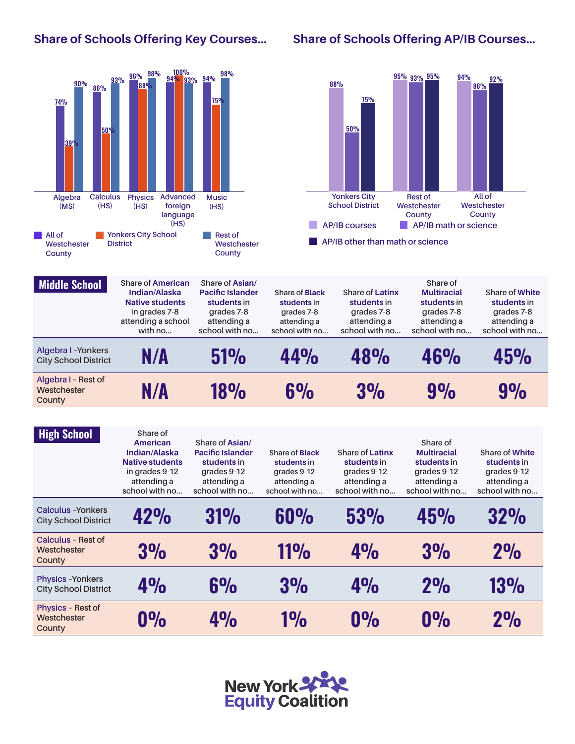## Share of Schools Offering Key Courses...

| Course | All of Westchester County | Yonkers City School District | Rest of Westchester County |
|---|---|---|---|
| Algebra (MS) | 74% | 39% | 90% |
| Calculus (HS) | 86% | 50% | 93% |
| Physics (HS) | 96% | 88% | 98% |
| Advanced foreign language (HS) | 94% | 100% | 93% |
| Music (HS) | 94% | 75% | 98% |

## Share of Schools Offering AP/IB Courses...

| | AP/IB courses | AP/IB math or science | AP/IB other than math or science |
|---|---|---|---|
| Yonkers City School District | 88% | 50% | 75% |
| Rest of Westchester County | 95% | 93% | 95% |
| All of Westchester County | 94% | 86% | 92% |

| Middle School | Share of American Indian/Alaska Native students in grades 7-8 attending a school with no... | Share of Asian/Pacific Islander students in grades 7-8 attending a school with no... | Share of Black students in grades 7-8 attending a school with no... | Share of Latinx students in grades 7-8 attending a school with no... | Share of Multiracial students in grades 7-8 attending a school with no... | Share of White students in grades 7-8 attending a school with no... |
|---|---|---|---|---|---|---|
| Algebra I - Yonkers City School District | N/A | 51% | 44% | 48% | 46% | 45% |
| Algebra I - Rest of Westchester County | N/A | 18% | 6% | 3% | 9% | 9% |

| High School | Share of American Indian/Alaska Native students in grades 9-12 attending a school with no... | Share of Asian/Pacific Islander students in grades 9-12 attending a school with no... | Share of Black students in grades 9-12 attending a school with no... | Share of Latinx students in grades 9-12 attending a school with no... | Share of Multiracial students in grades 9-12 attending a school with no... | Share of White students in grades 9-12 attending a school with no... |
|---|---|---|---|---|---|---|
| Calculus - Yonkers City School District | 42% | 31% | 60% | 53% | 45% | 32% |
| Calculus - Rest of Westchester County | 3% | 3% | 11% | 4% | 3% | 2% |
| Physics - Yonkers City School District | 4% | 6% | 3% | 4% | 2% | 13% |
| Physics - Rest of Westchester County | 0% | 4% | 1% | 0% | 0% | 2% |

New York Equity Coalition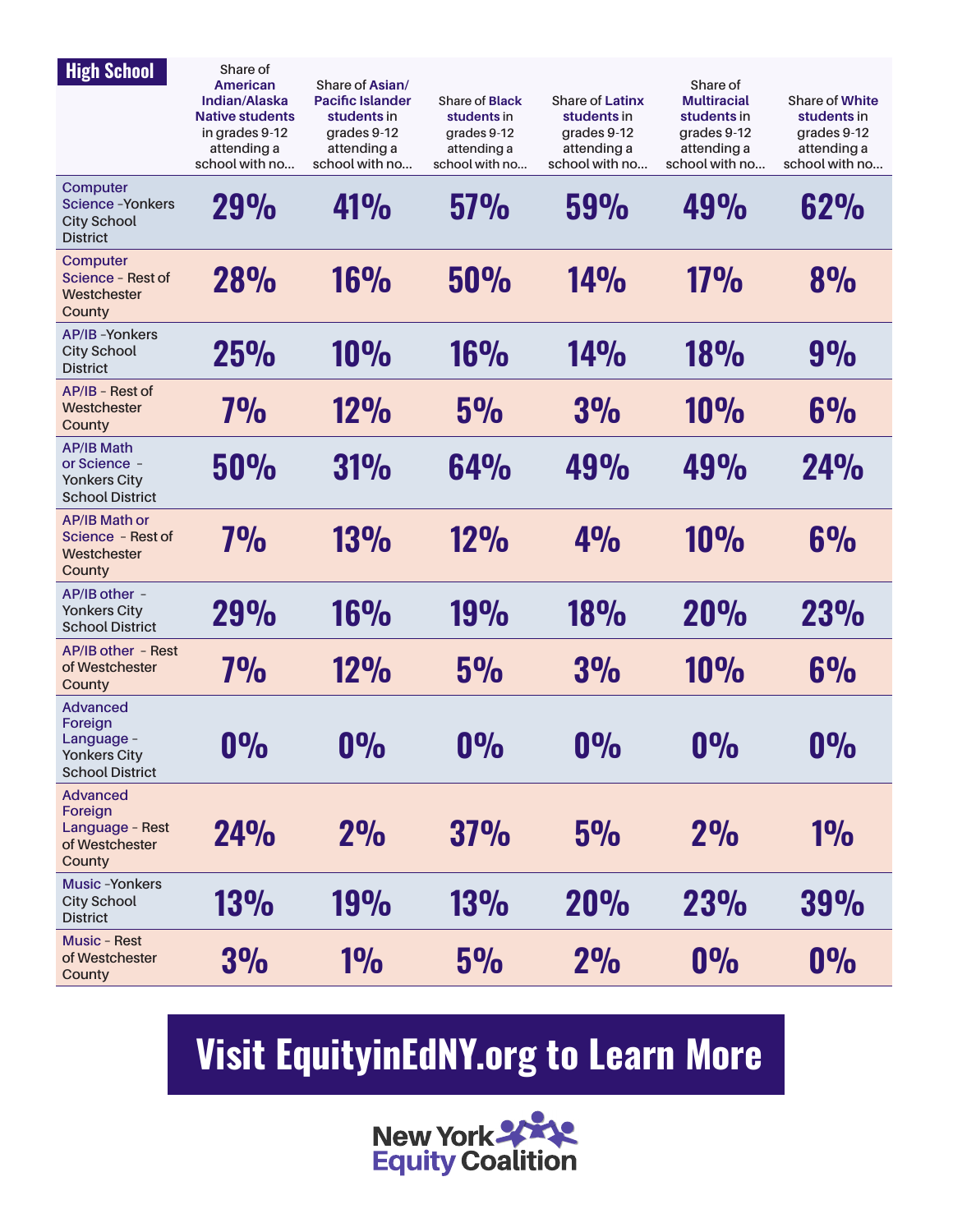| High School | Share of American Indian/Alaska Native students in grades 9-12 attending a school with no... | Share of Asian/ Pacific Islander students in grades 9-12 attending a school with no... | Share of Black students in grades 9-12 attending a school with no... | Share of Latinx students in grades 9-12 attending a school with no... | Share of Multiracial students in grades 9-12 attending a school with no... | Share of White students in grades 9-12 attending a school with no... |
|---|---|---|---|---|---|---|
| Computer Science -Yonkers City School District | 29% | 41% | 57% | 59% | 49% | 62% |
| Computer Science - Rest of Westchester County | 28% | 16% | 50% | 14% | 17% | 8% |
| AP/IB -Yonkers City School District | 25% | 10% | 16% | 14% | 18% | 9% |
| AP/IB - Rest of Westchester County | 7% | 12% | 5% | 3% | 10% | 6% |
| AP/IB Math or Science - Yonkers City School District | 50% | 31% | 64% | 49% | 49% | 24% |
| AP/IB Math or Science - Rest of Westchester County | 7% | 13% | 12% | 4% | 10% | 6% |
| AP/IB other - Yonkers City School District | 29% | 16% | 19% | 18% | 20% | 23% |
| AP/IB other - Rest of Westchester County | 7% | 12% | 5% | 3% | 10% | 6% |
| Advanced Foreign Language - Yonkers City School District | 0% | 0% | 0% | 0% | 0% | 0% |
| Advanced Foreign Language - Rest of Westchester County | 24% | 2% | 37% | 5% | 2% | 1% |
| Music -Yonkers City School District | 13% | 19% | 13% | 20% | 23% | 39% |
| Music - Rest of Westchester County | 3% | 1% | 5% | 2% | 0% | 0% |

**Visit EquityinEdNY.org to Learn More**

New York Equity Coalition